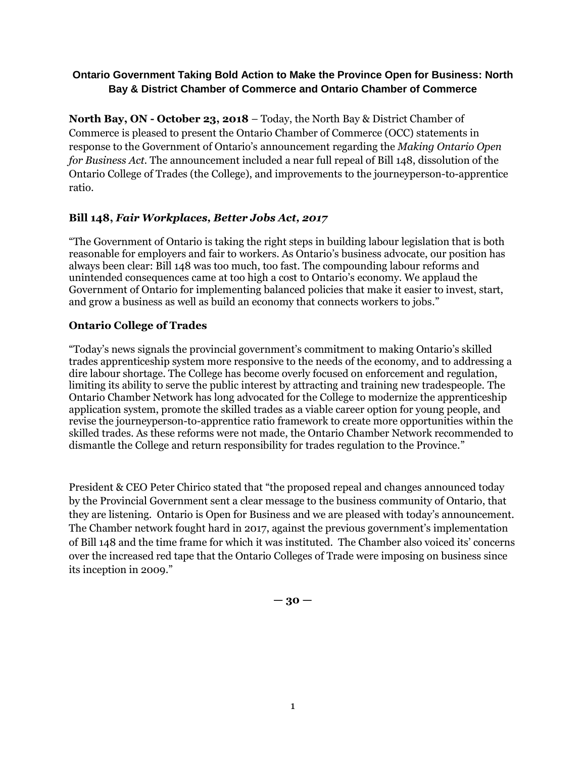## Ontario Government Taking Bold Action to Make the Province Open for Business: North Bay & District Chamber of Commerce and Ontario Chamber of Commerce

**North Bay, ON - October 23, 2018** – Today, the North Bay & District Chamber of Commerce is pleased to present the Ontario Chamber of Commerce (OCC) statements in response to the Government of Ontario's announcement regarding the *Making Ontario Open for Business Act*. The announcement included a near full repeal of Bill 148, dissolution of the Ontario College of Trades (the College), and improvements to the journeyperson-to-apprentice ratio.

### Bill 148, *Fair Workplaces, Better Jobs Act, 2017*

"The Government of Ontario is taking the right steps in building labour legislation that is both reasonable for employers and fair to workers. As Ontario's business advocate, our position has always been clear: Bill 148 was too much, too fast. The compounding labour reforms and unintended consequences came at too high a cost to Ontario's economy. We applaud the Government of Ontario for implementing balanced policies that make it easier to invest, start, and grow a business as well as build an economy that connects workers to jobs."

### Ontario College of Trades

"Today's news signals the provincial government's commitment to making Ontario's skilled trades apprenticeship system more responsive to the needs of the economy, and to addressing a dire labour shortage. The College has become overly focused on enforcement and regulation, limiting its ability to serve the public interest by attracting and training new tradespeople. The Ontario Chamber Network has long advocated for the College to modernize the apprenticeship application system, promote the skilled trades as a viable career option for young people, and revise the journeyperson-to-apprentice ratio framework to create more opportunities within the skilled trades. As these reforms were not made, the Ontario Chamber Network recommended to dismantle the College and return responsibility for trades regulation to the Province."

President & CEO Peter Chirico stated that "the proposed repeal and changes announced today by the Provincial Government sent a clear message to the business community of Ontario, that they are listening. Ontario is Open for Business and we are pleased with today's announcement. The Chamber network fought hard in 2017, against the previous government's implementation of Bill 148 and the time frame for which it was instituted. The Chamber also voiced its' concerns over the increased red tape that the Ontario Colleges of Trade were imposing on business since its inception in 2009."

**— 30 —**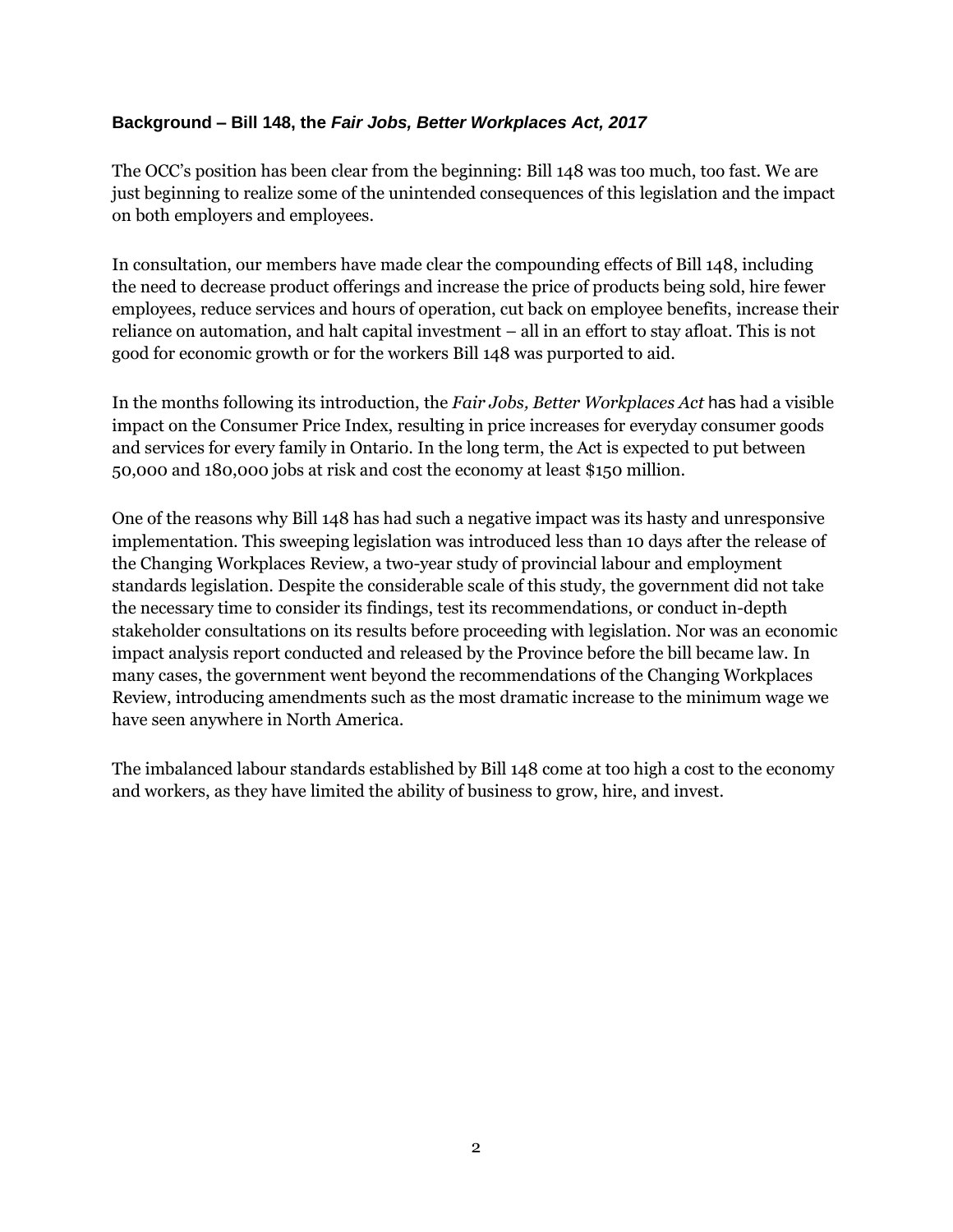### **Background – Bill 148, the *Fair Jobs, Better Workplaces Act, 2017***

The OCC's position has been clear from the beginning: Bill 148 was too much, too fast. We are just beginning to realize some of the unintended consequences of this legislation and the impact on both employers and employees.

In consultation, our members have made clear the compounding effects of Bill 148, including the need to decrease product offerings and increase the price of products being sold, hire fewer employees, reduce services and hours of operation, cut back on employee benefits, increase their reliance on automation, and halt capital investment – all in an effort to stay afloat. This is not good for economic growth or for the workers Bill 148 was purported to aid.

In the months following its introduction, the *Fair Jobs, Better Workplaces Act* has had a visible impact on the Consumer Price Index, resulting in price increases for everyday consumer goods and services for every family in Ontario. In the long term, the Act is expected to put between 50,000 and 180,000 jobs at risk and cost the economy at least $150 million.

One of the reasons why Bill 148 has had such a negative impact was its hasty and unresponsive implementation. This sweeping legislation was introduced less than 10 days after the release of the Changing Workplaces Review, a two-year study of provincial labour and employment standards legislation. Despite the considerable scale of this study, the government did not take the necessary time to consider its findings, test its recommendations, or conduct in-depth stakeholder consultations on its results before proceeding with legislation. Nor was an economic impact analysis report conducted and released by the Province before the bill became law. In many cases, the government went beyond the recommendations of the Changing Workplaces Review, introducing amendments such as the most dramatic increase to the minimum wage we have seen anywhere in North America.

The imbalanced labour standards established by Bill 148 come at too high a cost to the economy and workers, as they have limited the ability of business to grow, hire, and invest.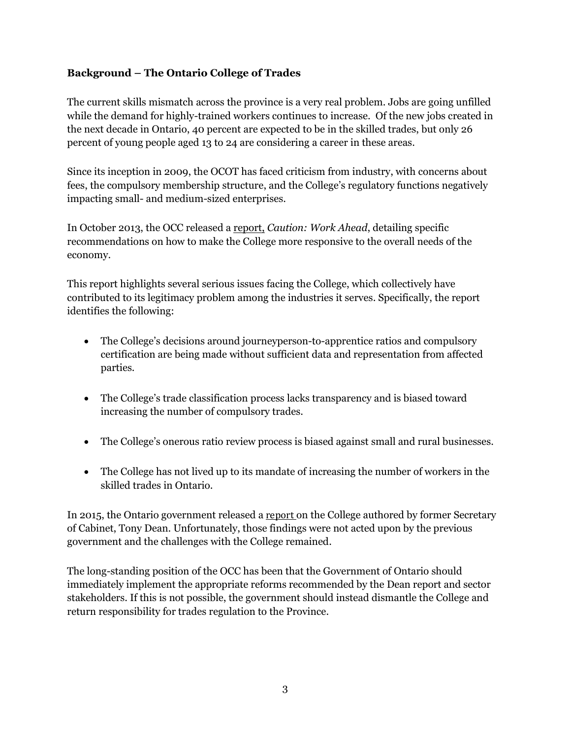**Background – The Ontario College of Trades**

The current skills mismatch across the province is a very real problem. Jobs are going unfilled while the demand for highly-trained workers continues to increase. Of the new jobs created in the next decade in Ontario, 40 percent are expected to be in the skilled trades, but only 26 percent of young people aged 13 to 24 are considering a career in these areas.

Since its inception in 2009, the OCOT has faced criticism from industry, with concerns about fees, the compulsory membership structure, and the College's regulatory functions negatively impacting small- and medium-sized enterprises.

In October 2013, the OCC released a report, *Caution: Work Ahead*, detailing specific recommendations on how to make the College more responsive to the overall needs of the economy.

This report highlights several serious issues facing the College, which collectively have contributed to its legitimacy problem among the industries it serves. Specifically, the report identifies the following:

- The College's decisions around journeyperson-to-apprentice ratios and compulsory certification are being made without sufficient data and representation from affected parties.
- The College's trade classification process lacks transparency and is biased toward increasing the number of compulsory trades.
- The College's onerous ratio review process is biased against small and rural businesses.
- The College has not lived up to its mandate of increasing the number of workers in the skilled trades in Ontario.

In 2015, the Ontario government released a report on the College authored by former Secretary of Cabinet, Tony Dean. Unfortunately, those findings were not acted upon by the previous government and the challenges with the College remained.

The long-standing position of the OCC has been that the Government of Ontario should immediately implement the appropriate reforms recommended by the Dean report and sector stakeholders. If this is not possible, the government should instead dismantle the College and return responsibility for trades regulation to the Province.